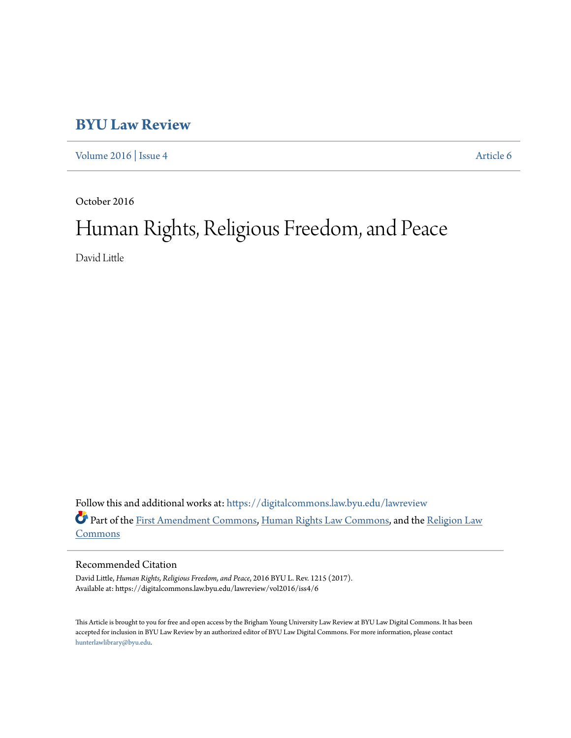# BYU Law Review

Volume 2016 | Issue 4 Article 6

October 2016

# Human Rights, Religious Freedom, and Peace

David Little

Follow this and additional works at: https://digitalcommons.law.byu.edu/lawreview

Part of the First Amendment Commons, Human Rights Law Commons, and the Religion Law Commons

## Recommended Citation

David Little, *Human Rights, Religious Freedom, and Peace*, 2016 BYU L. Rev. 1215 (2017).
Available at: https://digitalcommons.law.byu.edu/lawreview/vol2016/iss4/6

This Article is brought to you for free and open access by the Brigham Young University Law Review at BYU Law Digital Commons. It has been accepted for inclusion in BYU Law Review by an authorized editor of BYU Law Digital Commons. For more information, please contact hunterlawlibrary@byu.edu.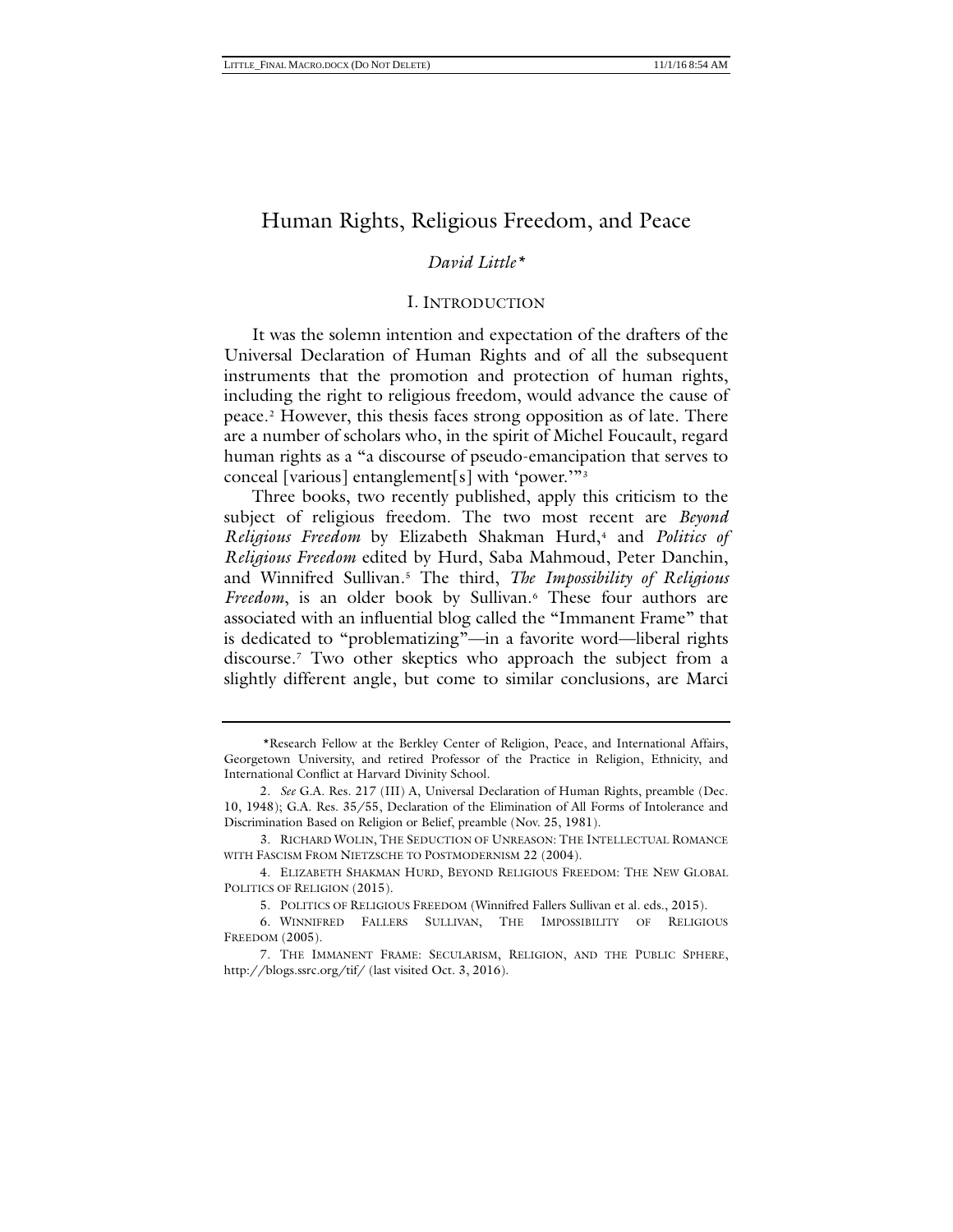# Human Rights, Religious Freedom, and Peace

*David Little\**

## I. Introduction

It was the solemn intention and expectation of the drafters of the Universal Declaration of Human Rights and of all the subsequent instruments that the promotion and protection of human rights, including the right to religious freedom, would advance the cause of peace.[2] However, this thesis faces strong opposition as of late. There are a number of scholars who, in the spirit of Michel Foucault, regard human rights as a "a discourse of pseudo-emancipation that serves to conceal [various] entanglement[s] with 'power.'"[3]

Three books, two recently published, apply this criticism to the subject of religious freedom. The two most recent are *Beyond Religious Freedom* by Elizabeth Shakman Hurd,[4] and *Politics of Religious Freedom* edited by Hurd, Saba Mahmoud, Peter Danchin, and Winnifred Sullivan.[5] The third, *The Impossibility of Religious Freedom*, is an older book by Sullivan.[6] These four authors are associated with an influential blog called the "Immanent Frame" that is dedicated to "problematizing"—in a favorite word—liberal rights discourse.[7] Two other skeptics who approach the subject from a slightly different angle, but come to similar conclusions, are Marci

---

\*Research Fellow at the Berkley Center of Religion, Peace, and International Affairs, Georgetown University, and retired Professor of the Practice in Religion, Ethnicity, and International Conflict at Harvard Divinity School.

2. *See* G.A. Res. 217 (III) A, Universal Declaration of Human Rights, preamble (Dec. 10, 1948); G.A. Res. 35/55, Declaration of the Elimination of All Forms of Intolerance and Discrimination Based on Religion or Belief, preamble (Nov. 25, 1981).

3. Richard Wolin, The Seduction of Unreason: The Intellectual Romance with Fascism From Nietzsche to Postmodernism 22 (2004).

4. Elizabeth Shakman Hurd, Beyond Religious Freedom: The New Global Politics of Religion (2015).

5. Politics of Religious Freedom (Winnifred Fallers Sullivan et al. eds., 2015).

6. Winnifred Fallers Sullivan, The Impossibility of Religious Freedom (2005).

7. The Immanent Frame: Secularism, Religion, and the Public Sphere, http://blogs.ssrc.org/tif/ (last visited Oct. 3, 2016).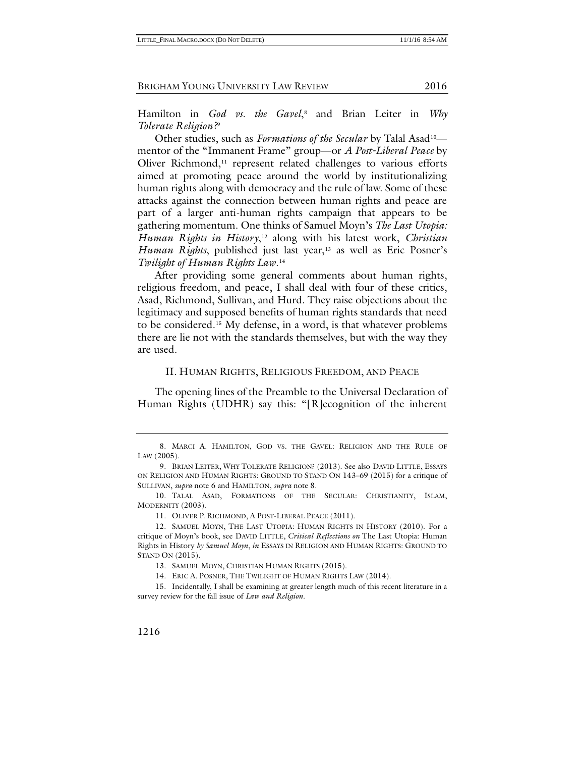Hamilton in *God vs. the Gavel*,[8] and Brian Leiter in *Why Tolerate Religion?*[9]

Other studies, such as *Formations of the Secular* by Talal Asad[10]—mentor of the "Immanent Frame" group—or *A Post-Liberal Peace* by Oliver Richmond,[11] represent related challenges to various efforts aimed at promoting peace around the world by institutionalizing human rights along with democracy and the rule of law. Some of these attacks against the connection between human rights and peace are part of a larger anti-human rights campaign that appears to be gathering momentum. One thinks of Samuel Moyn's *The Last Utopia: Human Rights in History*,[12] along with his latest work, *Christian Human Rights*, published just last year,[13] as well as Eric Posner's *Twilight of Human Rights Law*.[14]

After providing some general comments about human rights, religious freedom, and peace, I shall deal with four of these critics, Asad, Richmond, Sullivan, and Hurd. They raise objections about the legitimacy and supposed benefits of human rights standards that need to be considered.[15] My defense, in a word, is that whatever problems there are lie not with the standards themselves, but with the way they are used.

## II. HUMAN RIGHTS, RELIGIOUS FREEDOM, AND PEACE

The opening lines of the Preamble to the Universal Declaration of Human Rights (UDHR) say this: "[R]ecognition of the inherent

---

8. MARCI A. HAMILTON, GOD VS. THE GAVEL: RELIGION AND THE RULE OF LAW (2005).

9. BRIAN LEITER, WHY TOLERATE RELIGION? (2013). See also DAVID LITTLE, ESSAYS ON RELIGION AND HUMAN RIGHTS: GROUND TO STAND ON 143–69 (2015) for a critique of SULLIVAN, *supra* note 6 and HAMILTON, *supra* note 8.

10. TALAL ASAD, FORMATIONS OF THE SECULAR: CHRISTIANITY, ISLAM, MODERNITY (2003).

11. OLIVER P. RICHMOND, A POST-LIBERAL PEACE (2011).

12. SAMUEL MOYN, THE LAST UTOPIA: HUMAN RIGHTS IN HISTORY (2010). For a critique of Moyn's book, see DAVID LITTLE, *Critical Reflections on* The Last Utopia: Human Rights in History *by Samuel Moyn*, *in* ESSAYS IN RELIGION AND HUMAN RIGHTS: GROUND TO STAND ON (2015).

13. SAMUEL MOYN, CHRISTIAN HUMAN RIGHTS (2015).

14. ERIC A. POSNER, THE TWILIGHT OF HUMAN RIGHTS LAW (2014).

15. Incidentally, I shall be examining at greater length much of this recent literature in a survey review for the fall issue of *Law and Religion*.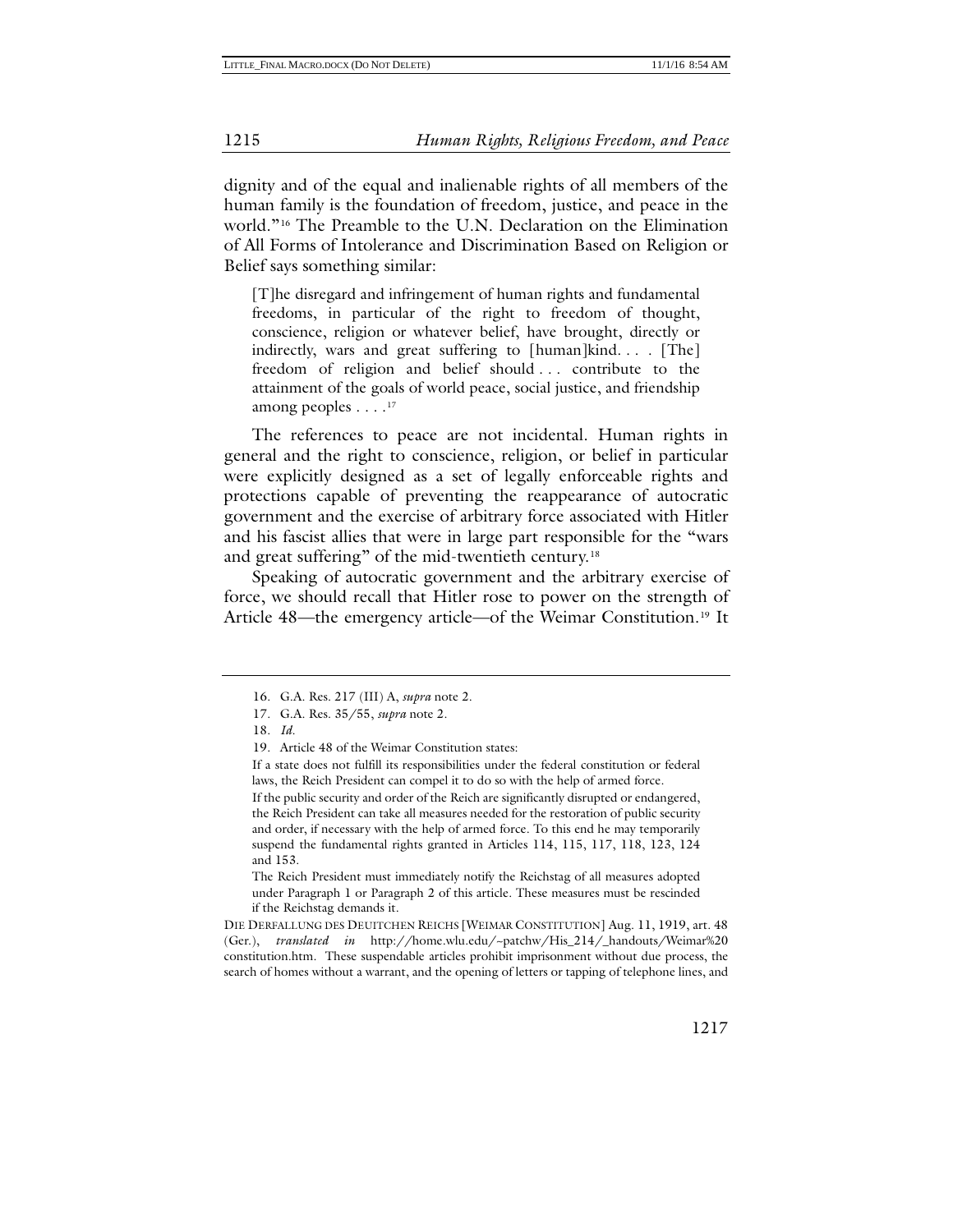dignity and of the equal and inalienable rights of all members of the human family is the foundation of freedom, justice, and peace in the world."[16] The Preamble to the U.N. Declaration on the Elimination of All Forms of Intolerance and Discrimination Based on Religion or Belief says something similar:

> [T]he disregard and infringement of human rights and fundamental freedoms, in particular of the right to freedom of thought, conscience, religion or whatever belief, have brought, directly or indirectly, wars and great suffering to [human]kind. . . . [The] freedom of religion and belief should . . . contribute to the attainment of the goals of world peace, social justice, and friendship among peoples . . . .[17]

The references to peace are not incidental. Human rights in general and the right to conscience, religion, or belief in particular were explicitly designed as a set of legally enforceable rights and protections capable of preventing the reappearance of autocratic government and the exercise of arbitrary force associated with Hitler and his fascist allies that were in large part responsible for the "wars and great suffering" of the mid-twentieth century.[18]

Speaking of autocratic government and the arbitrary exercise of force, we should recall that Hitler rose to power on the strength of Article 48—the emergency article—of the Weimar Constitution.[19] It

---

16. G.A. Res. 217 (III) A, *supra* note 2.

17. G.A. Res. 35/55, *supra* note 2.

18. *Id.*

19. Article 48 of the Weimar Constitution states:

> If a state does not fulfill its responsibilities under the federal constitution or federal laws, the Reich President can compel it to do so with the help of armed force.
>
> If the public security and order of the Reich are significantly disrupted or endangered, the Reich President can take all measures needed for the restoration of public security and order, if necessary with the help of armed force. To this end he may temporarily suspend the fundamental rights granted in Articles 114, 115, 117, 118, 123, 124 and 153.
>
> The Reich President must immediately notify the Reichstag of all measures adopted under Paragraph 1 or Paragraph 2 of this article. These measures must be rescinded if the Reichstag demands it.

DIE DERFALLUNG DES DEUITCHEN REICHS [WEIMAR CONSTITUTION] Aug. 11, 1919, art. 48 (Ger.), *translated in* http://home.wlu.edu/~patchw/His_214/_handouts/Weimar%20 constitution.htm. These suspendable articles prohibit imprisonment without due process, the search of homes without a warrant, and the opening of letters or tapping of telephone lines, and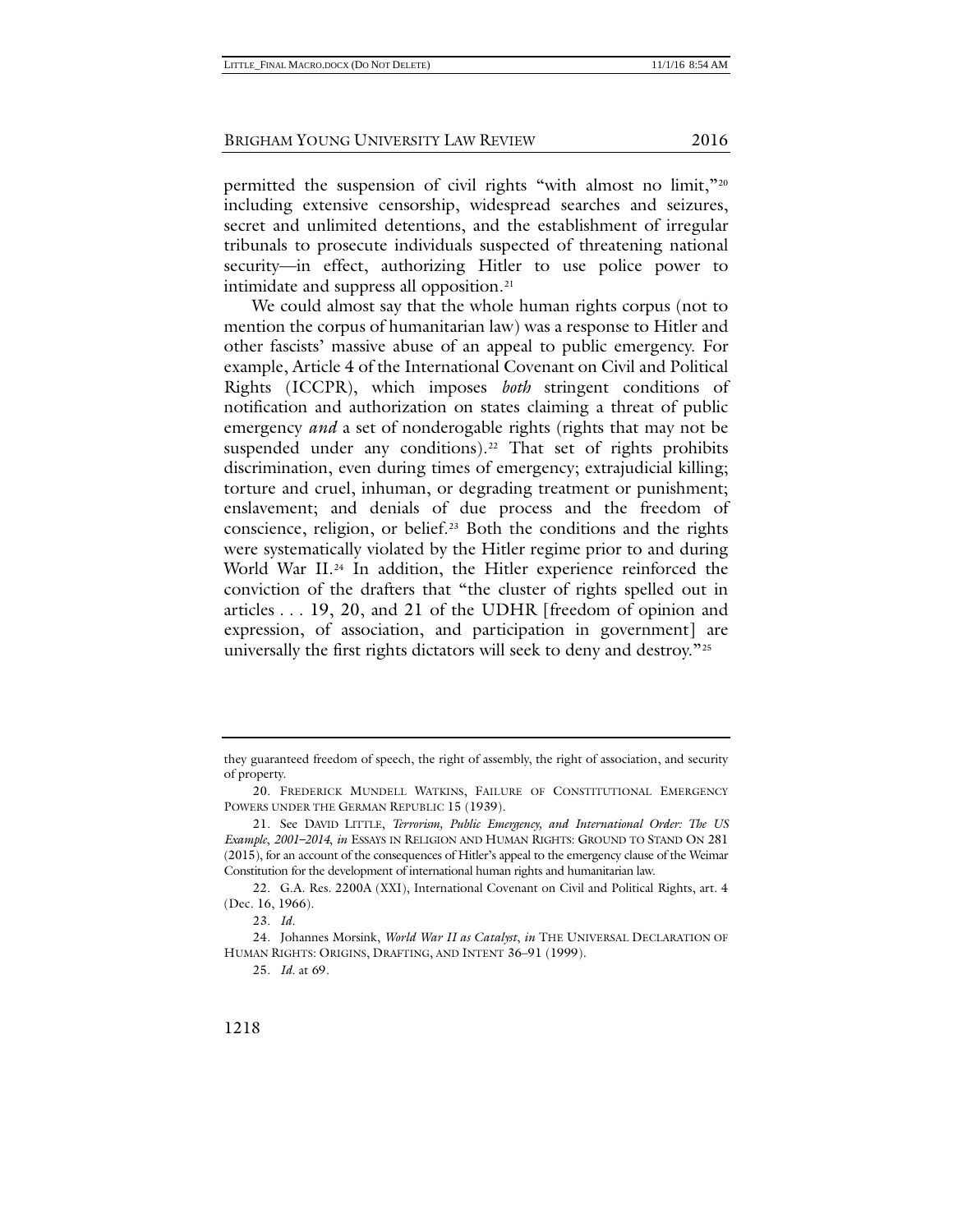permitted the suspension of civil rights "with almost no limit,"[20] including extensive censorship, widespread searches and seizures, secret and unlimited detentions, and the establishment of irregular tribunals to prosecute individuals suspected of threatening national security—in effect, authorizing Hitler to use police power to intimidate and suppress all opposition.[21]

We could almost say that the whole human rights corpus (not to mention the corpus of humanitarian law) was a response to Hitler and other fascists' massive abuse of an appeal to public emergency. For example, Article 4 of the International Covenant on Civil and Political Rights (ICCPR), which imposes *both* stringent conditions of notification and authorization on states claiming a threat of public emergency *and* a set of nonderogable rights (rights that may not be suspended under any conditions).[22] That set of rights prohibits discrimination, even during times of emergency; extrajudicial killing; torture and cruel, inhuman, or degrading treatment or punishment; enslavement; and denials of due process and the freedom of conscience, religion, or belief.[23] Both the conditions and the rights were systematically violated by the Hitler regime prior to and during World War II.[24] In addition, the Hitler experience reinforced the conviction of the drafters that "the cluster of rights spelled out in articles . . . 19, 20, and 21 of the UDHR [freedom of opinion and expression, of association, and participation in government] are universally the first rights dictators will seek to deny and destroy."[25]

---

they guaranteed freedom of speech, the right of assembly, the right of association, and security of property.

20. FREDERICK MUNDELL WATKINS, FAILURE OF CONSTITUTIONAL EMERGENCY POWERS UNDER THE GERMAN REPUBLIC 15 (1939).

21. See DAVID LITTLE, *Terrorism, Public Emergency, and International Order: The US Example, 2001–2014*, *in* ESSAYS IN RELIGION AND HUMAN RIGHTS: GROUND TO STAND ON 281 (2015), for an account of the consequences of Hitler's appeal to the emergency clause of the Weimar Constitution for the development of international human rights and humanitarian law.

22. G.A. Res. 2200A (XXI), International Covenant on Civil and Political Rights, art. 4 (Dec. 16, 1966).

23. *Id.*

24. Johannes Morsink, *World War II as Catalyst*, *in* THE UNIVERSAL DECLARATION OF HUMAN RIGHTS: ORIGINS, DRAFTING, AND INTENT 36–91 (1999).

25. *Id.* at 69.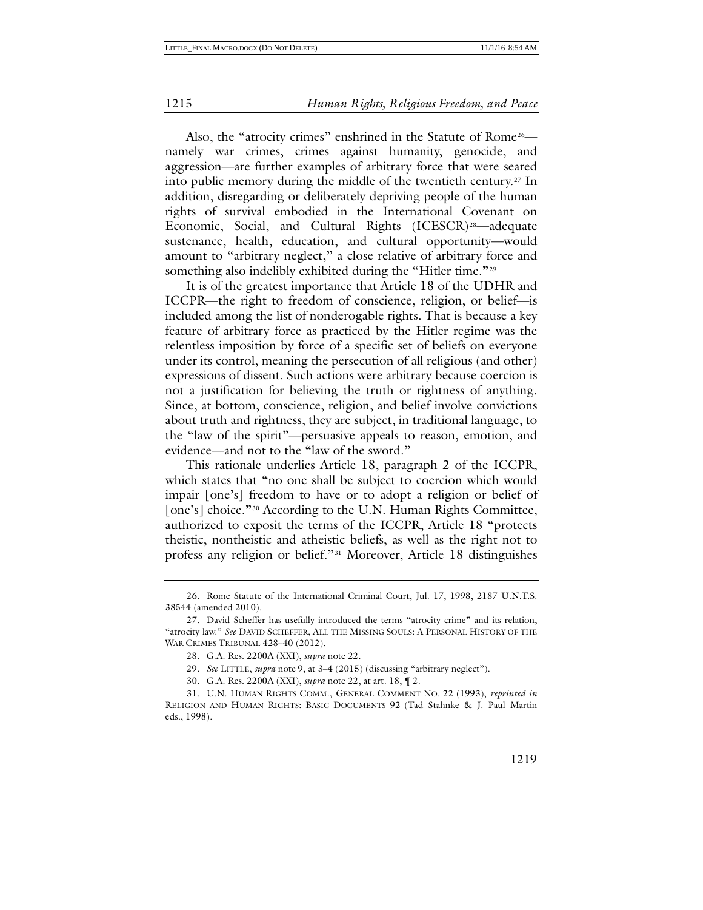Also, the "atrocity crimes" enshrined in the Statute of Rome[26]—namely war crimes, crimes against humanity, genocide, and aggression—are further examples of arbitrary force that were seared into public memory during the middle of the twentieth century.[27] In addition, disregarding or deliberately depriving people of the human rights of survival embodied in the International Covenant on Economic, Social, and Cultural Rights (ICESCR)[28]—adequate sustenance, health, education, and cultural opportunity—would amount to "arbitrary neglect," a close relative of arbitrary force and something also indelibly exhibited during the "Hitler time."[29]

It is of the greatest importance that Article 18 of the UDHR and ICCPR—the right to freedom of conscience, religion, or belief—is included among the list of nonderogable rights. That is because a key feature of arbitrary force as practiced by the Hitler regime was the relentless imposition by force of a specific set of beliefs on everyone under its control, meaning the persecution of all religious (and other) expressions of dissent. Such actions were arbitrary because coercion is not a justification for believing the truth or rightness of anything. Since, at bottom, conscience, religion, and belief involve convictions about truth and rightness, they are subject, in traditional language, to the "law of the spirit"—persuasive appeals to reason, emotion, and evidence—and not to the "law of the sword."

This rationale underlies Article 18, paragraph 2 of the ICCPR, which states that "no one shall be subject to coercion which would impair [one's] freedom to have or to adopt a religion or belief of [one's] choice."[30] According to the U.N. Human Rights Committee, authorized to exposit the terms of the ICCPR, Article 18 "protects theistic, nontheistic and atheistic beliefs, as well as the right not to profess any religion or belief."[31] Moreover, Article 18 distinguishes

---

26. Rome Statute of the International Criminal Court, Jul. 17, 1998, 2187 U.N.T.S. 38544 (amended 2010).

27. David Scheffer has usefully introduced the terms "atrocity crime" and its relation, "atrocity law." *See* DAVID SCHEFFER, ALL THE MISSING SOULS: A PERSONAL HISTORY OF THE WAR CRIMES TRIBUNAL 428–40 (2012).

28. G.A. Res. 2200A (XXI), *supra* note 22.

29. *See* LITTLE, *supra* note 9, at 3–4 (2015) (discussing "arbitrary neglect").

30. G.A. Res. 2200A (XXI), *supra* note 22, at art. 18, ¶ 2.

31. U.N. HUMAN RIGHTS COMM., GENERAL COMMENT NO. 22 (1993), *reprinted in* RELIGION AND HUMAN RIGHTS: BASIC DOCUMENTS 92 (Tad Stahnke & J. Paul Martin eds., 1998).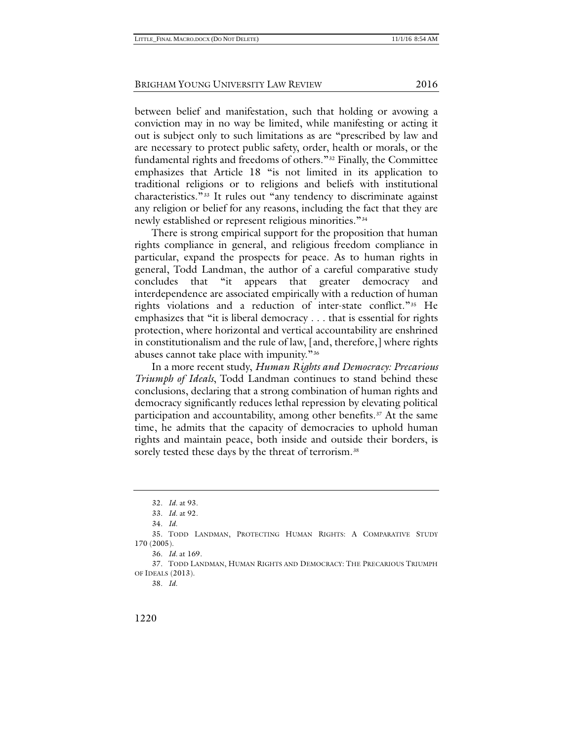between belief and manifestation, such that holding or avowing a conviction may in no way be limited, while manifesting or acting it out is subject only to such limitations as are "prescribed by law and are necessary to protect public safety, order, health or morals, or the fundamental rights and freedoms of others."[32] Finally, the Committee emphasizes that Article 18 "is not limited in its application to traditional religions or to religions and beliefs with institutional characteristics."[33] It rules out "any tendency to discriminate against any religion or belief for any reasons, including the fact that they are newly established or represent religious minorities."[34]

There is strong empirical support for the proposition that human rights compliance in general, and religious freedom compliance in particular, expand the prospects for peace. As to human rights in general, Todd Landman, the author of a careful comparative study concludes that "it appears that greater democracy and interdependence are associated empirically with a reduction of human rights violations and a reduction of inter-state conflict."[35] He emphasizes that "it is liberal democracy . . . that is essential for rights protection, where horizontal and vertical accountability are enshrined in constitutionalism and the rule of law, [and, therefore,] where rights abuses cannot take place with impunity."[36]

In a more recent study, *Human Rights and Democracy: Precarious Triumph of Ideals*, Todd Landman continues to stand behind these conclusions, declaring that a strong combination of human rights and democracy significantly reduces lethal repression by elevating political participation and accountability, among other benefits.[37] At the same time, he admits that the capacity of democracies to uphold human rights and maintain peace, both inside and outside their borders, is sorely tested these days by the threat of terrorism.[38]

---

32. *Id.* at 93.

33. *Id.* at 92.

34. *Id.*

35. TODD LANDMAN, PROTECTING HUMAN RIGHTS: A COMPARATIVE STUDY 170 (2005).

36. *Id.* at 169.

37. TODD LANDMAN, HUMAN RIGHTS AND DEMOCRACY: THE PRECARIOUS TRIUMPH OF IDEALS (2013).

38. *Id.*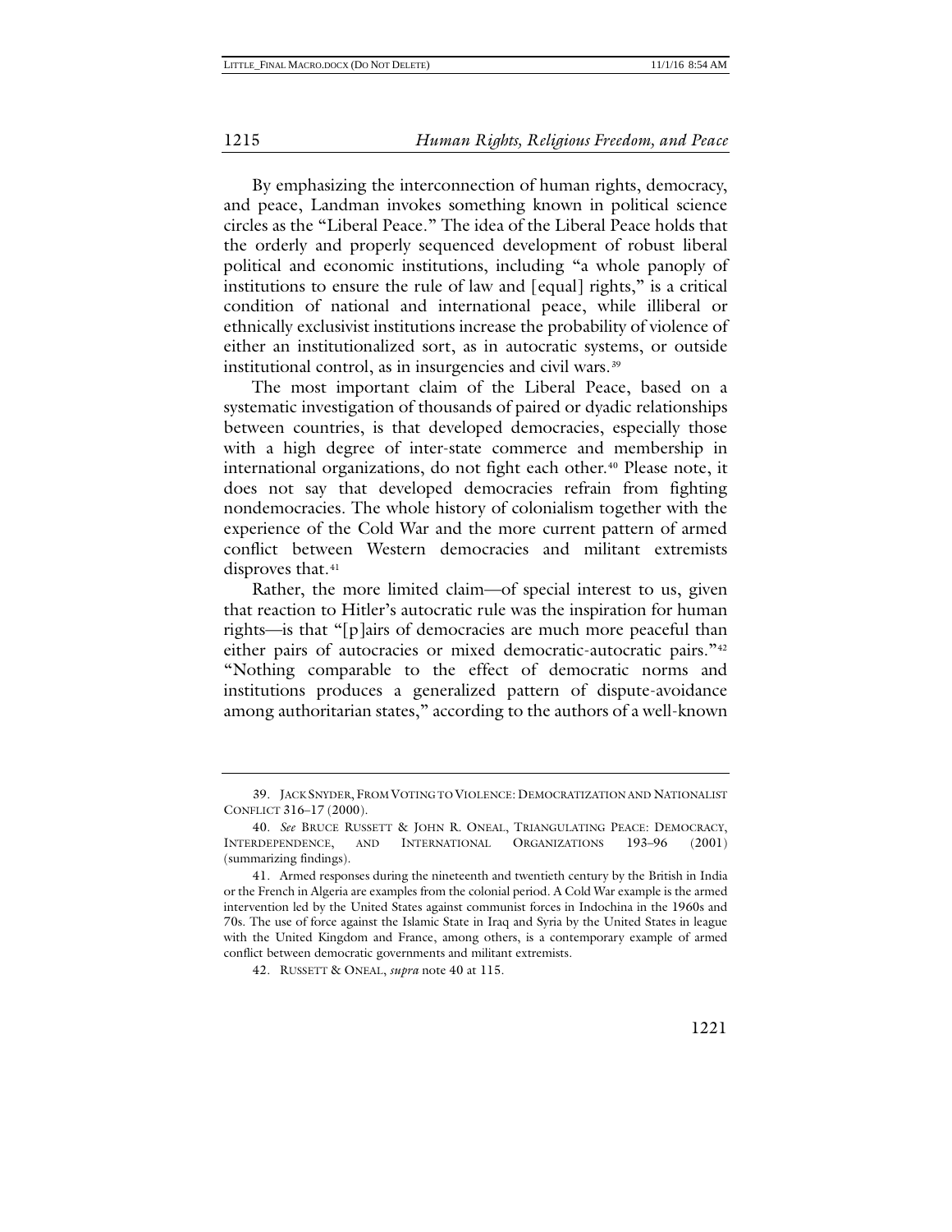By emphasizing the interconnection of human rights, democracy, and peace, Landman invokes something known in political science circles as the "Liberal Peace." The idea of the Liberal Peace holds that the orderly and properly sequenced development of robust liberal political and economic institutions, including "a whole panoply of institutions to ensure the rule of law and [equal] rights," is a critical condition of national and international peace, while illiberal or ethnically exclusivist institutions increase the probability of violence of either an institutionalized sort, as in autocratic systems, or outside institutional control, as in insurgencies and civil wars.[39]

The most important claim of the Liberal Peace, based on a systematic investigation of thousands of paired or dyadic relationships between countries, is that developed democracies, especially those with a high degree of inter-state commerce and membership in international organizations, do not fight each other.[40] Please note, it does not say that developed democracies refrain from fighting nondemocracies. The whole history of colonialism together with the experience of the Cold War and the more current pattern of armed conflict between Western democracies and militant extremists disproves that.[41]

Rather, the more limited claim—of special interest to us, given that reaction to Hitler's autocratic rule was the inspiration for human rights—is that "[p]airs of democracies are much more peaceful than either pairs of autocracies or mixed democratic-autocratic pairs."[42] "Nothing comparable to the effect of democratic norms and institutions produces a generalized pattern of dispute-avoidance among authoritarian states," according to the authors of a well-known

---

39. JACK SNYDER, FROM VOTING TO VIOLENCE: DEMOCRATIZATION AND NATIONALIST CONFLICT 316–17 (2000).

40. *See* BRUCE RUSSETT & JOHN R. ONEAL, TRIANGULATING PEACE: DEMOCRACY, INTERDEPENDENCE, AND INTERNATIONAL ORGANIZATIONS 193–96 (2001) (summarizing findings).

41. Armed responses during the nineteenth and twentieth century by the British in India or the French in Algeria are examples from the colonial period. A Cold War example is the armed intervention led by the United States against communist forces in Indochina in the 1960s and 70s. The use of force against the Islamic State in Iraq and Syria by the United States in league with the United Kingdom and France, among others, is a contemporary example of armed conflict between democratic governments and militant extremists.

42. RUSSETT & ONEAL, *supra* note 40 at 115.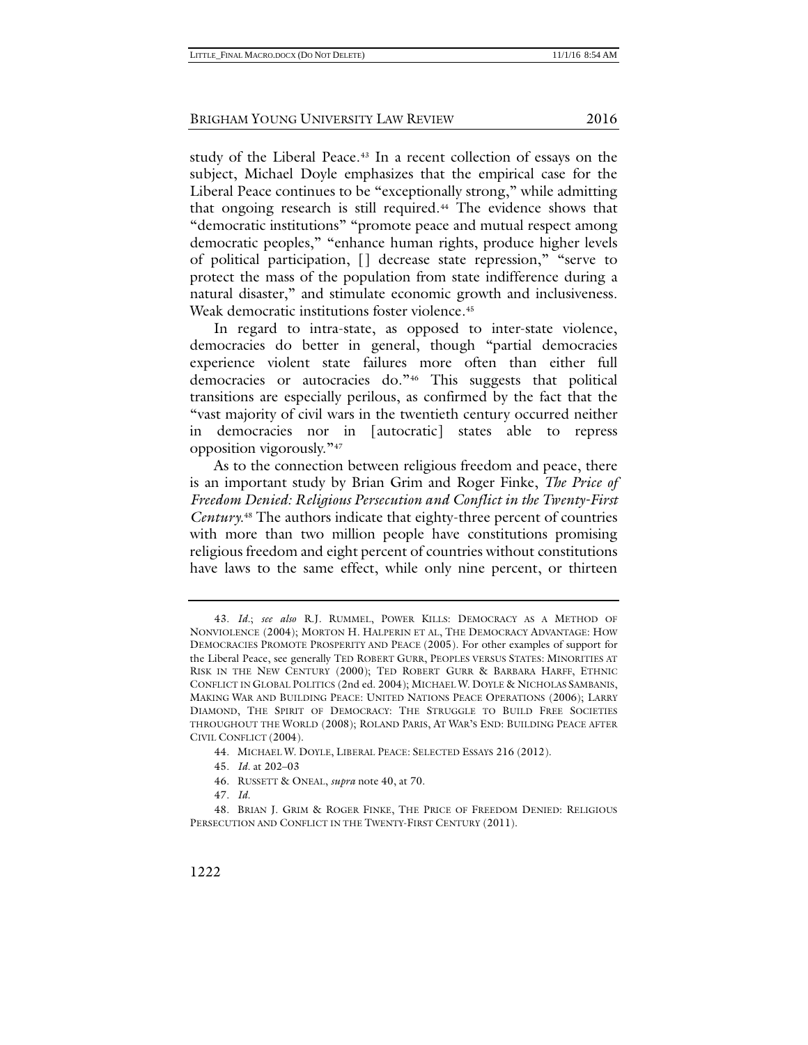study of the Liberal Peace.[43] In a recent collection of essays on the subject, Michael Doyle emphasizes that the empirical case for the Liberal Peace continues to be "exceptionally strong," while admitting that ongoing research is still required.[44] The evidence shows that "democratic institutions" "promote peace and mutual respect among democratic peoples," "enhance human rights, produce higher levels of political participation, [] decrease state repression," "serve to protect the mass of the population from state indifference during a natural disaster," and stimulate economic growth and inclusiveness. Weak democratic institutions foster violence.[45]

In regard to intra-state, as opposed to inter-state violence, democracies do better in general, though "partial democracies experience violent state failures more often than either full democracies or autocracies do."[46] This suggests that political transitions are especially perilous, as confirmed by the fact that the "vast majority of civil wars in the twentieth century occurred neither in democracies nor in [autocratic] states able to repress opposition vigorously."[47]

As to the connection between religious freedom and peace, there is an important study by Brian Grim and Roger Finke, *The Price of Freedom Denied: Religious Persecution and Conflict in the Twenty-First Century*.[48] The authors indicate that eighty-three percent of countries with more than two million people have constitutions promising religious freedom and eight percent of countries without constitutions have laws to the same effect, while only nine percent, or thirteen

---

43. *Id.*; *see also* R.J. RUMMEL, POWER KILLS: DEMOCRACY AS A METHOD OF NONVIOLENCE (2004); MORTON H. HALPERIN ET AL, THE DEMOCRACY ADVANTAGE: HOW DEMOCRACIES PROMOTE PROSPERITY AND PEACE (2005). For other examples of support for the Liberal Peace, see generally TED ROBERT GURR, PEOPLES VERSUS STATES: MINORITIES AT RISK IN THE NEW CENTURY (2000); TED ROBERT GURR & BARBARA HARFF, ETHNIC CONFLICT IN GLOBAL POLITICS (2nd ed. 2004); MICHAEL W. DOYLE & NICHOLAS SAMBANIS, MAKING WAR AND BUILDING PEACE: UNITED NATIONS PEACE OPERATIONS (2006); LARRY DIAMOND, THE SPIRIT OF DEMOCRACY: THE STRUGGLE TO BUILD FREE SOCIETIES THROUGHOUT THE WORLD (2008); ROLAND PARIS, AT WAR'S END: BUILDING PEACE AFTER CIVIL CONFLICT (2004).

44. MICHAEL W. DOYLE, LIBERAL PEACE: SELECTED ESSAYS 216 (2012).

45. *Id.* at 202–03

46. RUSSETT & ONEAL, *supra* note 40, at 70.

47. *Id.*

48. BRIAN J. GRIM & ROGER FINKE, THE PRICE OF FREEDOM DENIED: RELIGIOUS PERSECUTION AND CONFLICT IN THE TWENTY-FIRST CENTURY (2011).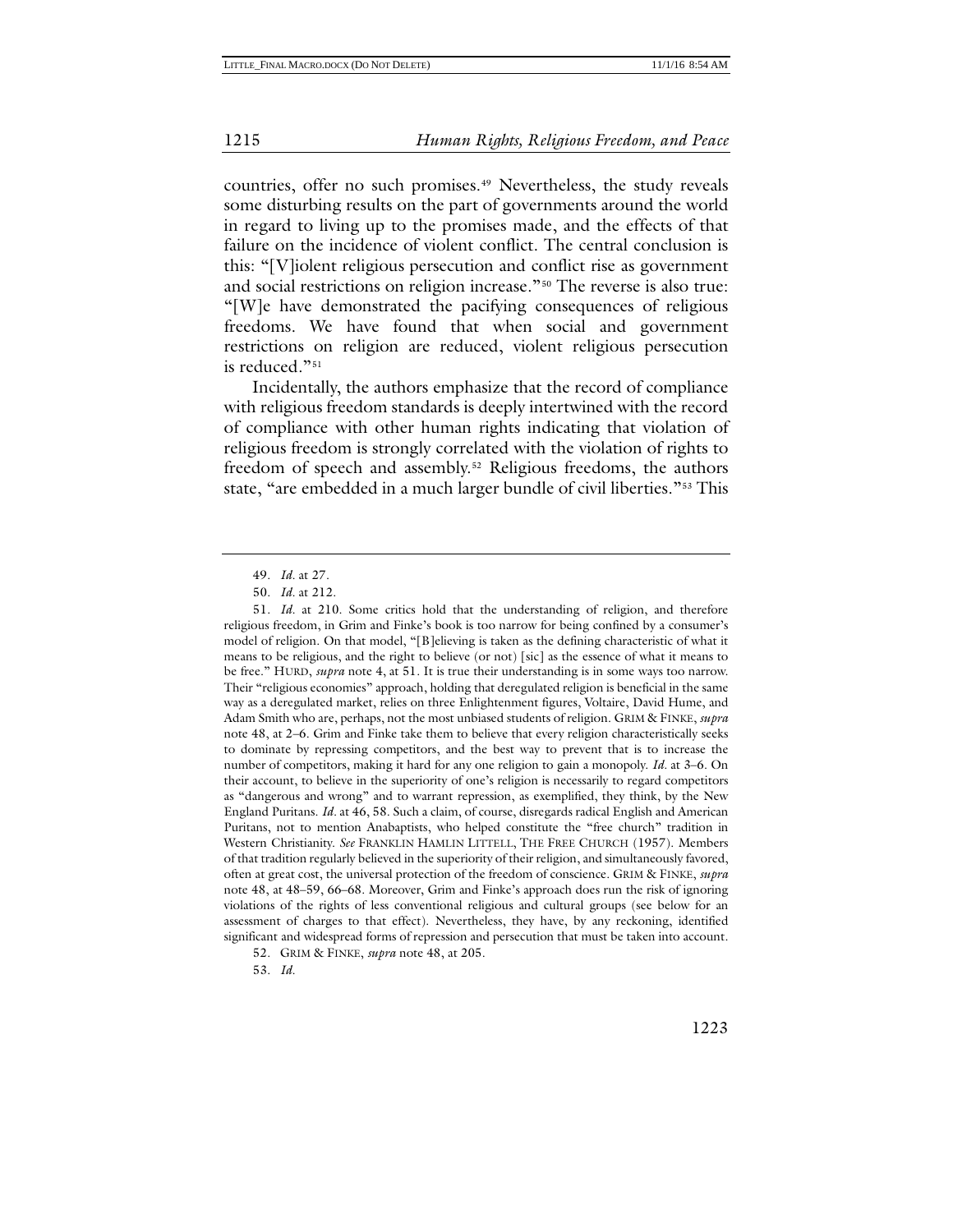countries, offer no such promises.[49] Nevertheless, the study reveals some disturbing results on the part of governments around the world in regard to living up to the promises made, and the effects of that failure on the incidence of violent conflict. The central conclusion is this: "[V]iolent religious persecution and conflict rise as government and social restrictions on religion increase."[50] The reverse is also true: "[W]e have demonstrated the pacifying consequences of religious freedoms. We have found that when social and government restrictions on religion are reduced, violent religious persecution is reduced."[51]

Incidentally, the authors emphasize that the record of compliance with religious freedom standards is deeply intertwined with the record of compliance with other human rights indicating that violation of religious freedom is strongly correlated with the violation of rights to freedom of speech and assembly.[52] Religious freedoms, the authors state, "are embedded in a much larger bundle of civil liberties."[53] This

---

49. *Id.* at 27.

50. *Id.* at 212.

51. *Id.* at 210. Some critics hold that the understanding of religion, and therefore religious freedom, in Grim and Finke's book is too narrow for being confined by a consumer's model of religion. On that model, "[B]elieving is taken as the defining characteristic of what it means to be religious, and the right to believe (or not) [sic] as the essence of what it means to be free." HURD, *supra* note 4, at 51. It is true their understanding is in some ways too narrow. Their "religious economies" approach, holding that deregulated religion is beneficial in the same way as a deregulated market, relies on three Enlightenment figures, Voltaire, David Hume, and Adam Smith who are, perhaps, not the most unbiased students of religion. GRIM & FINKE, *supra* note 48, at 2–6. Grim and Finke take them to believe that every religion characteristically seeks to dominate by repressing competitors, and the best way to prevent that is to increase the number of competitors, making it hard for any one religion to gain a monopoly. *Id.* at 3–6. On their account, to believe in the superiority of one's religion is necessarily to regard competitors as "dangerous and wrong" and to warrant repression, as exemplified, they think, by the New England Puritans. *Id.* at 46, 58. Such a claim, of course, disregards radical English and American Puritans, not to mention Anabaptists, who helped constitute the "free church" tradition in Western Christianity. *See* FRANKLIN HAMLIN LITTELL, THE FREE CHURCH (1957). Members of that tradition regularly believed in the superiority of their religion, and simultaneously favored, often at great cost, the universal protection of the freedom of conscience. GRIM & FINKE, *supra* note 48, at 48–59, 66–68. Moreover, Grim and Finke's approach does run the risk of ignoring violations of the rights of less conventional religious and cultural groups (see below for an assessment of charges to that effect). Nevertheless, they have, by any reckoning, identified significant and widespread forms of repression and persecution that must be taken into account.

52. GRIM & FINKE, *supra* note 48, at 205.

53. *Id.*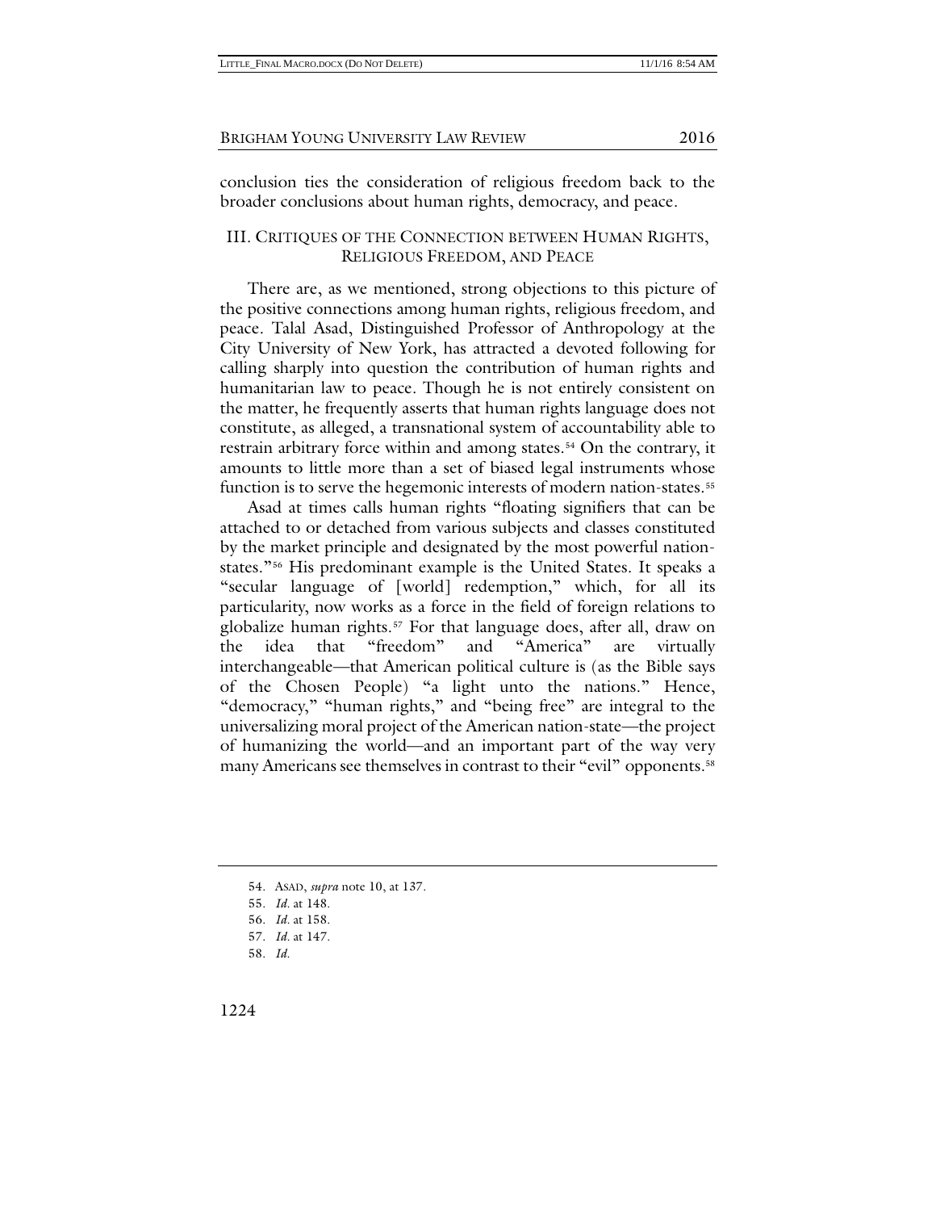conclusion ties the consideration of religious freedom back to the broader conclusions about human rights, democracy, and peace.

## III. CRITIQUES OF THE CONNECTION BETWEEN HUMAN RIGHTS, RELIGIOUS FREEDOM, AND PEACE

There are, as we mentioned, strong objections to this picture of the positive connections among human rights, religious freedom, and peace. Talal Asad, Distinguished Professor of Anthropology at the City University of New York, has attracted a devoted following for calling sharply into question the contribution of human rights and humanitarian law to peace. Though he is not entirely consistent on the matter, he frequently asserts that human rights language does not constitute, as alleged, a transnational system of accountability able to restrain arbitrary force within and among states.[54] On the contrary, it amounts to little more than a set of biased legal instruments whose function is to serve the hegemonic interests of modern nation-states.[55]

Asad at times calls human rights "floating signifiers that can be attached to or detached from various subjects and classes constituted by the market principle and designated by the most powerful nation-states."[56] His predominant example is the United States. It speaks a "secular language of [world] redemption," which, for all its particularity, now works as a force in the field of foreign relations to globalize human rights.[57] For that language does, after all, draw on the idea that "freedom" and "America" are virtually interchangeable—that American political culture is (as the Bible says of the Chosen People) "a light unto the nations." Hence, "democracy," "human rights," and "being free" are integral to the universalizing moral project of the American nation-state—the project of humanizing the world—and an important part of the way very many Americans see themselves in contrast to their "evil" opponents.[58]

---

54. ASAD, *supra* note 10, at 137.

55. *Id.* at 148.

56. *Id.* at 158.

57. *Id.* at 147.

58. *Id.*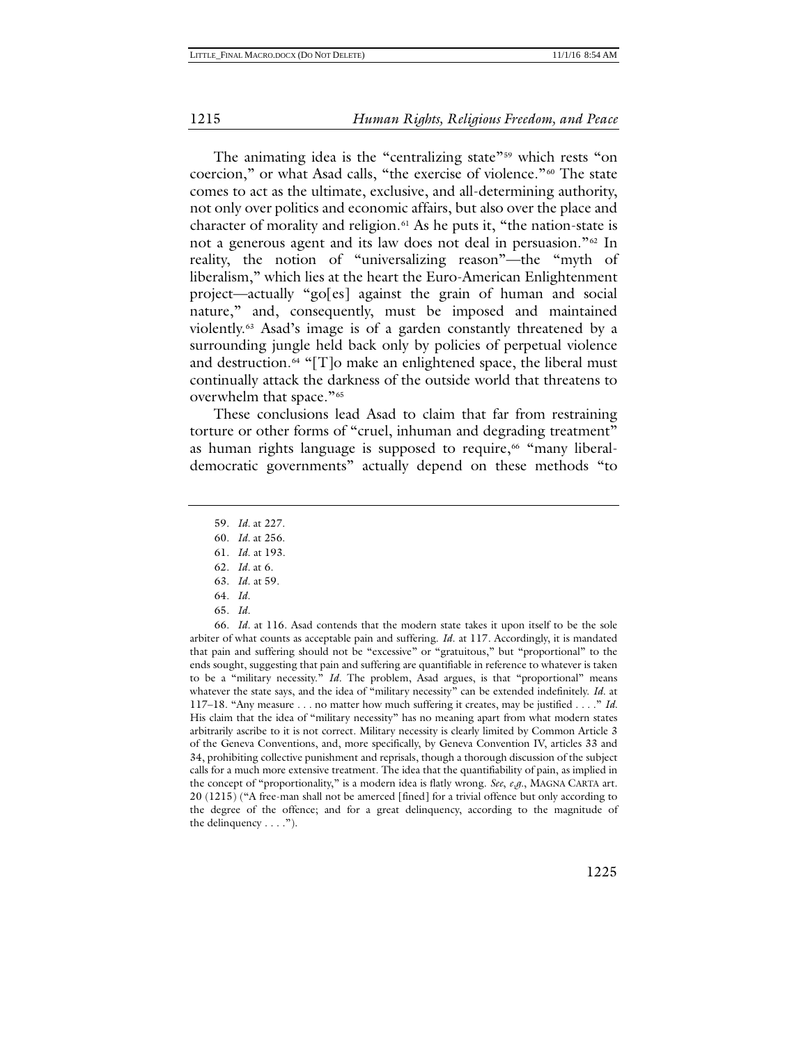The animating idea is the "centralizing state"[59] which rests "on coercion," or what Asad calls, "the exercise of violence."[60] The state comes to act as the ultimate, exclusive, and all-determining authority, not only over politics and economic affairs, but also over the place and character of morality and religion.[61] As he puts it, "the nation-state is not a generous agent and its law does not deal in persuasion."[62] In reality, the notion of "universalizing reason"—the "myth of liberalism," which lies at the heart the Euro-American Enlightenment project—actually "go[es] against the grain of human and social nature," and, consequently, must be imposed and maintained violently.[63] Asad's image is of a garden constantly threatened by a surrounding jungle held back only by policies of perpetual violence and destruction.[64] "[T]o make an enlightened space, the liberal must continually attack the darkness of the outside world that threatens to overwhelm that space."[65]

These conclusions lead Asad to claim that far from restraining torture or other forms of "cruel, inhuman and degrading treatment" as human rights language is supposed to require,[66] "many liberal-democratic governments" actually depend on these methods "to

---

59. *Id.* at 227.

60. *Id.* at 256.

61. *Id.* at 193.

62. *Id.* at 6.

63. *Id.* at 59.

64. *Id.*

65. *Id.*

66. *Id.* at 116. Asad contends that the modern state takes it upon itself to be the sole arbiter of what counts as acceptable pain and suffering. *Id.* at 117. Accordingly, it is mandated that pain and suffering should not be "excessive" or "gratuitous," but "proportional" to the ends sought, suggesting that pain and suffering are quantifiable in reference to whatever is taken to be a "military necessity." *Id.* The problem, Asad argues, is that "proportional" means whatever the state says, and the idea of "military necessity" can be extended indefinitely. *Id.* at 117–18. "Any measure . . . no matter how much suffering it creates, may be justified . . . ." *Id.* His claim that the idea of "military necessity" has no meaning apart from what modern states arbitrarily ascribe to it is not correct. Military necessity is clearly limited by Common Article 3 of the Geneva Conventions, and, more specifically, by Geneva Convention IV, articles 33 and 34, prohibiting collective punishment and reprisals, though a thorough discussion of the subject calls for a much more extensive treatment. The idea that the quantifiability of pain, as implied in the concept of "proportionality," is a modern idea is flatly wrong. *See, e.g.*, MAGNA CARTA art. 20 (1215) ("A free-man shall not be amerced [fined] for a trivial offence but only according to the degree of the offence; and for a great delinquency, according to the magnitude of the delinquency . . . .").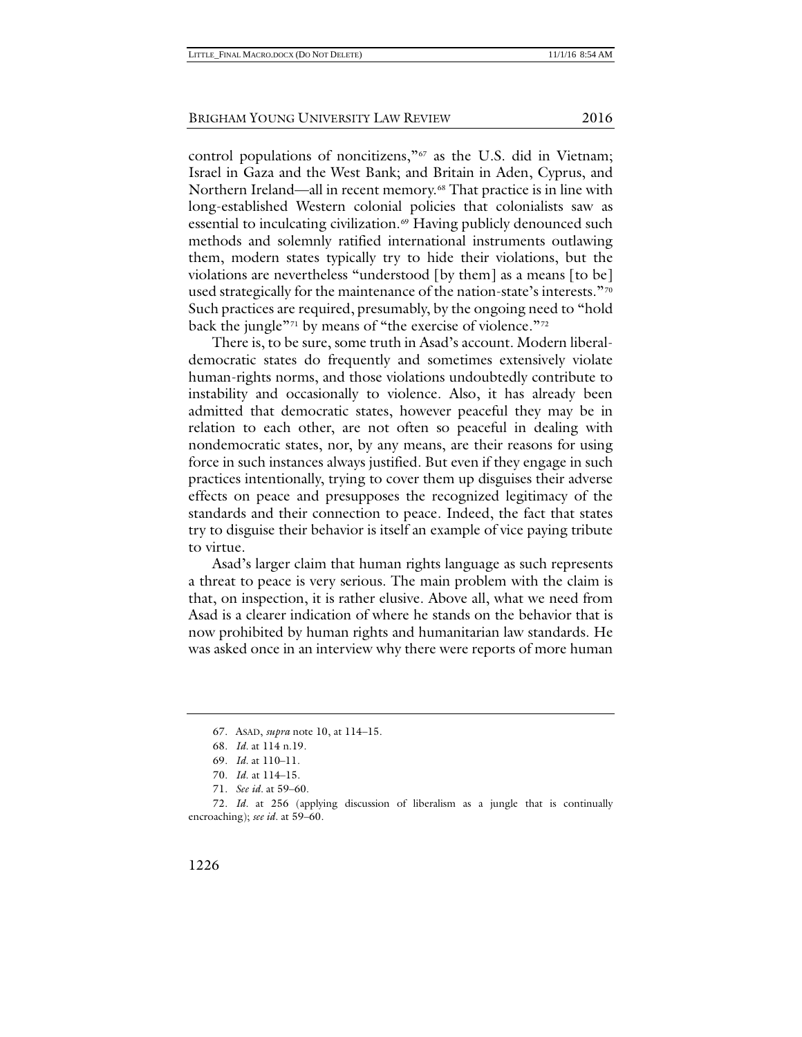control populations of noncitizens,"[67] as the U.S. did in Vietnam; Israel in Gaza and the West Bank; and Britain in Aden, Cyprus, and Northern Ireland—all in recent memory.[68] That practice is in line with long-established Western colonial policies that colonialists saw as essential to inculcating civilization.[69] Having publicly denounced such methods and solemnly ratified international instruments outlawing them, modern states typically try to hide their violations, but the violations are nevertheless "understood [by them] as a means [to be] used strategically for the maintenance of the nation-state's interests."[70] Such practices are required, presumably, by the ongoing need to "hold back the jungle"[71] by means of "the exercise of violence."[72]

There is, to be sure, some truth in Asad's account. Modern liberal-democratic states do frequently and sometimes extensively violate human-rights norms, and those violations undoubtedly contribute to instability and occasionally to violence. Also, it has already been admitted that democratic states, however peaceful they may be in relation to each other, are not often so peaceful in dealing with nondemocratic states, nor, by any means, are their reasons for using force in such instances always justified. But even if they engage in such practices intentionally, trying to cover them up disguises their adverse effects on peace and presupposes the recognized legitimacy of the standards and their connection to peace. Indeed, the fact that states try to disguise their behavior is itself an example of vice paying tribute to virtue.

Asad's larger claim that human rights language as such represents a threat to peace is very serious. The main problem with the claim is that, on inspection, it is rather elusive. Above all, what we need from Asad is a clearer indication of where he stands on the behavior that is now prohibited by human rights and humanitarian law standards. He was asked once in an interview why there were reports of more human

---

67. ASAD, *supra* note 10, at 114–15.

68. *Id.* at 114 n.19.

69. *Id.* at 110–11.

70. *Id.* at 114–15.

71. *See id.* at 59–60.

72. *Id.* at 256 (applying discussion of liberalism as a jungle that is continually encroaching); *see id.* at 59–60.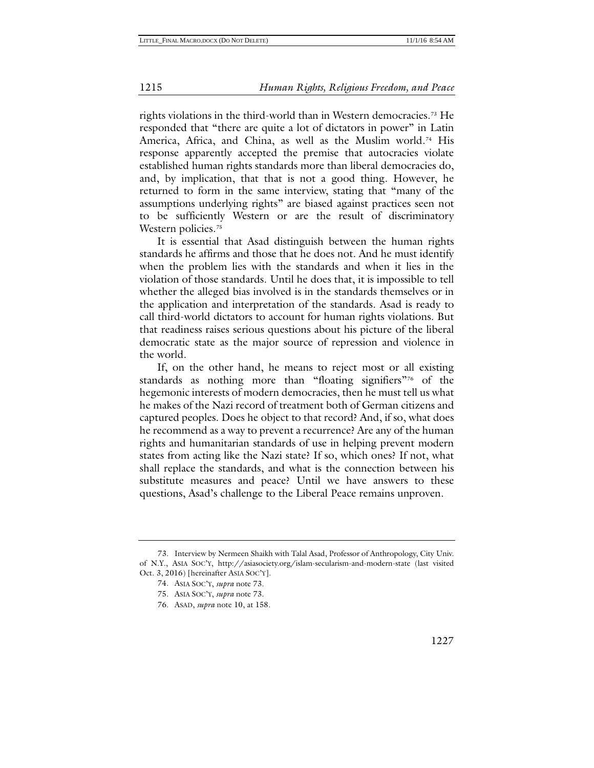rights violations in the third-world than in Western democracies.[73] He responded that "there are quite a lot of dictators in power" in Latin America, Africa, and China, as well as the Muslim world.[74] His response apparently accepted the premise that autocracies violate established human rights standards more than liberal democracies do, and, by implication, that that is not a good thing. However, he returned to form in the same interview, stating that "many of the assumptions underlying rights" are biased against practices seen not to be sufficiently Western or are the result of discriminatory Western policies.[75]

It is essential that Asad distinguish between the human rights standards he affirms and those that he does not. And he must identify when the problem lies with the standards and when it lies in the violation of those standards. Until he does that, it is impossible to tell whether the alleged bias involved is in the standards themselves or in the application and interpretation of the standards. Asad is ready to call third-world dictators to account for human rights violations. But that readiness raises serious questions about his picture of the liberal democratic state as the major source of repression and violence in the world.

If, on the other hand, he means to reject most or all existing standards as nothing more than "floating signifiers"[76] of the hegemonic interests of modern democracies, then he must tell us what he makes of the Nazi record of treatment both of German citizens and captured peoples. Does he object to that record? And, if so, what does he recommend as a way to prevent a recurrence? Are any of the human rights and humanitarian standards of use in helping prevent modern states from acting like the Nazi state? If so, which ones? If not, what shall replace the standards, and what is the connection between his substitute measures and peace? Until we have answers to these questions, Asad's challenge to the Liberal Peace remains unproven.

---

73. Interview by Nermeen Shaikh with Talal Asad, Professor of Anthropology, City Univ. of N.Y., ASIA SOC'Y, http://asiasociety.org/islam-secularism-and-modern-state (last visited Oct. 3, 2016) [hereinafter ASIA SOC'Y].

74. ASIA SOC'Y, *supra* note 73.

75. ASIA SOC'Y, *supra* note 73.

76. ASAD, *supra* note 10, at 158.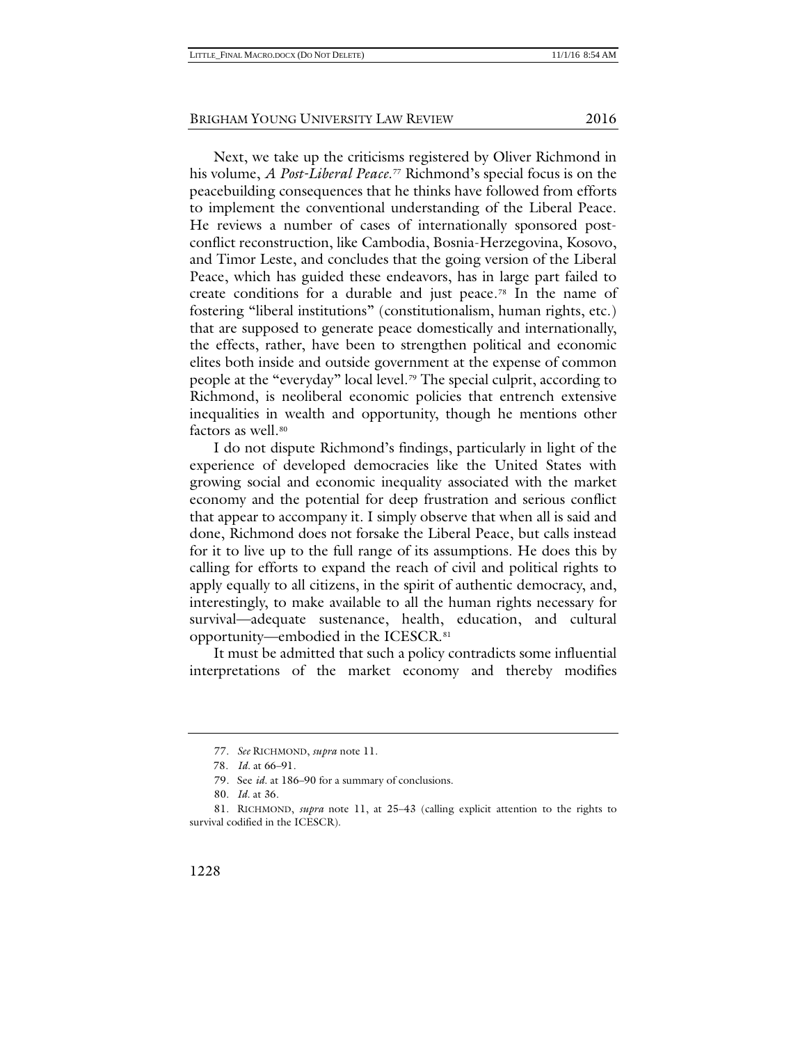Next, we take up the criticisms registered by Oliver Richmond in his volume, *A Post-Liberal Peace*.[77] Richmond's special focus is on the peacebuilding consequences that he thinks have followed from efforts to implement the conventional understanding of the Liberal Peace. He reviews a number of cases of internationally sponsored post-conflict reconstruction, like Cambodia, Bosnia-Herzegovina, Kosovo, and Timor Leste, and concludes that the going version of the Liberal Peace, which has guided these endeavors, has in large part failed to create conditions for a durable and just peace.[78] In the name of fostering "liberal institutions" (constitutionalism, human rights, etc.) that are supposed to generate peace domestically and internationally, the effects, rather, have been to strengthen political and economic elites both inside and outside government at the expense of common people at the "everyday" local level.[79] The special culprit, according to Richmond, is neoliberal economic policies that entrench extensive inequalities in wealth and opportunity, though he mentions other factors as well.[80]

I do not dispute Richmond's findings, particularly in light of the experience of developed democracies like the United States with growing social and economic inequality associated with the market economy and the potential for deep frustration and serious conflict that appear to accompany it. I simply observe that when all is said and done, Richmond does not forsake the Liberal Peace, but calls instead for it to live up to the full range of its assumptions. He does this by calling for efforts to expand the reach of civil and political rights to apply equally to all citizens, in the spirit of authentic democracy, and, interestingly, to make available to all the human rights necessary for survival—adequate sustenance, health, education, and cultural opportunity—embodied in the ICESCR.[81]

It must be admitted that such a policy contradicts some influential interpretations of the market economy and thereby modifies

---

77. *See* RICHMOND, *supra* note 11.

78. *Id.* at 66–91.

79. See *id.* at 186–90 for a summary of conclusions.

80. *Id.* at 36.

81. RICHMOND, *supra* note 11, at 25–43 (calling explicit attention to the rights to survival codified in the ICESCR).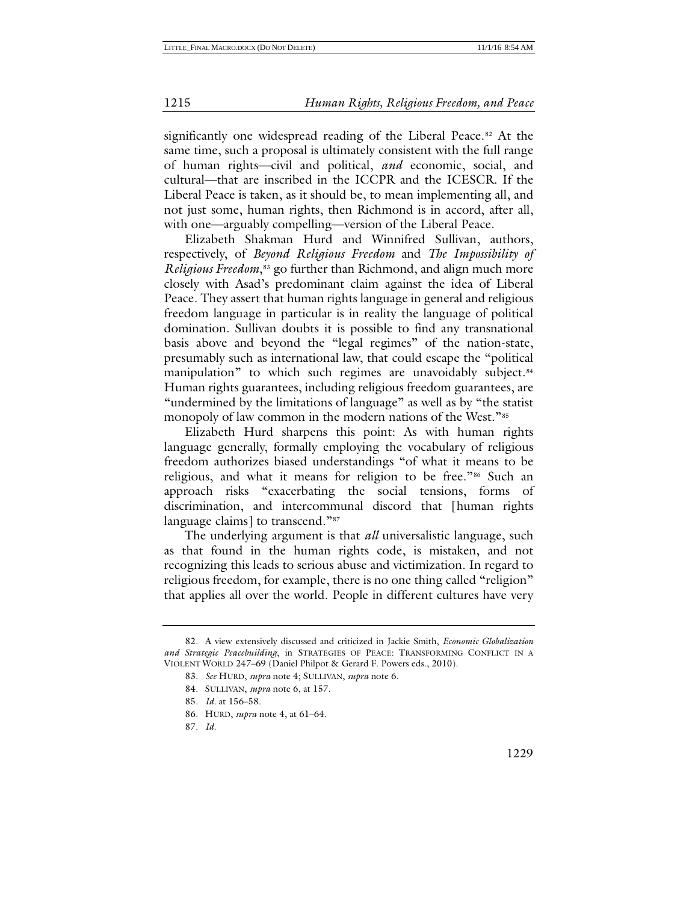significantly one widespread reading of the Liberal Peace.[82] At the same time, such a proposal is ultimately consistent with the full range of human rights—civil and political, *and* economic, social, and cultural—that are inscribed in the ICCPR and the ICESCR. If the Liberal Peace is taken, as it should be, to mean implementing all, and not just some, human rights, then Richmond is in accord, after all, with one—arguably compelling—version of the Liberal Peace.

Elizabeth Shakman Hurd and Winnifred Sullivan, authors, respectively, of *Beyond Religious Freedom* and *The Impossibility of Religious Freedom*,[83] go further than Richmond, and align much more closely with Asad's predominant claim against the idea of Liberal Peace. They assert that human rights language in general and religious freedom language in particular is in reality the language of political domination. Sullivan doubts it is possible to find any transnational basis above and beyond the "legal regimes" of the nation-state, presumably such as international law, that could escape the "political manipulation" to which such regimes are unavoidably subject.[84] Human rights guarantees, including religious freedom guarantees, are "undermined by the limitations of language" as well as by "the statist monopoly of law common in the modern nations of the West."[85]

Elizabeth Hurd sharpens this point: As with human rights language generally, formally employing the vocabulary of religious freedom authorizes biased understandings "of what it means to be religious, and what it means for religion to be free."[86] Such an approach risks "exacerbating the social tensions, forms of discrimination, and intercommunal discord that [human rights language claims] to transcend."[87]

The underlying argument is that *all* universalistic language, such as that found in the human rights code, is mistaken, and not recognizing this leads to serious abuse and victimization. In regard to religious freedom, for example, there is no one thing called "religion" that applies all over the world. People in different cultures have very

82. A view extensively discussed and criticized in Jackie Smith, *Economic Globalization and Strategic Peacebuilding*, in STRATEGIES OF PEACE: TRANSFORMING CONFLICT IN A VIOLENT WORLD 247–69 (Daniel Philpot & Gerard F. Powers eds., 2010).

83. *See* HURD, *supra* note 4; SULLIVAN, *supra* note 6.

84. SULLIVAN, *supra* note 6, at 157.

85. *Id.* at 156–58.

86. HURD, *supra* note 4, at 61–64.

87. *Id.*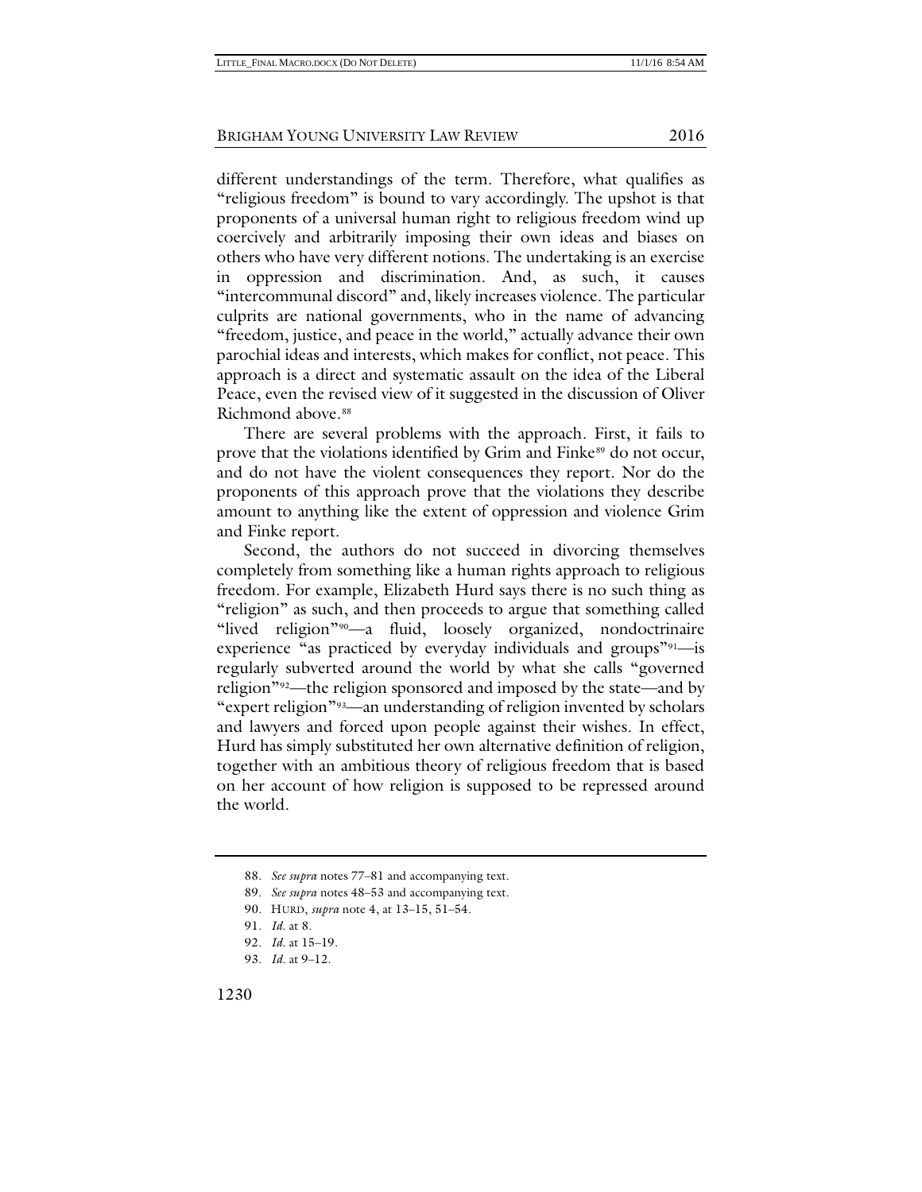different understandings of the term. Therefore, what qualifies as "religious freedom" is bound to vary accordingly. The upshot is that proponents of a universal human right to religious freedom wind up coercively and arbitrarily imposing their own ideas and biases on others who have very different notions. The undertaking is an exercise in oppression and discrimination. And, as such, it causes "intercommunal discord" and, likely increases violence. The particular culprits are national governments, who in the name of advancing "freedom, justice, and peace in the world," actually advance their own parochial ideas and interests, which makes for conflict, not peace. This approach is a direct and systematic assault on the idea of the Liberal Peace, even the revised view of it suggested in the discussion of Oliver Richmond above.[88]

There are several problems with the approach. First, it fails to prove that the violations identified by Grim and Finke[89] do not occur, and do not have the violent consequences they report. Nor do the proponents of this approach prove that the violations they describe amount to anything like the extent of oppression and violence Grim and Finke report.

Second, the authors do not succeed in divorcing themselves completely from something like a human rights approach to religious freedom. For example, Elizabeth Hurd says there is no such thing as "religion" as such, and then proceeds to argue that something called "lived religion"[90]—a fluid, loosely organized, nondoctrinaire experience "as practiced by everyday individuals and groups"[91]—is regularly subverted around the world by what she calls "governed religion"[92]—the religion sponsored and imposed by the state—and by "expert religion"[93]—an understanding of religion invented by scholars and lawyers and forced upon people against their wishes. In effect, Hurd has simply substituted her own alternative definition of religion, together with an ambitious theory of religious freedom that is based on her account of how religion is supposed to be repressed around the world.

---

88. *See supra* notes 77–81 and accompanying text.

89. *See supra* notes 48–53 and accompanying text.

90. HURD, *supra* note 4, at 13–15, 51–54.

91. *Id.* at 8.

92. *Id.* at 15–19.

93. *Id.* at 9–12.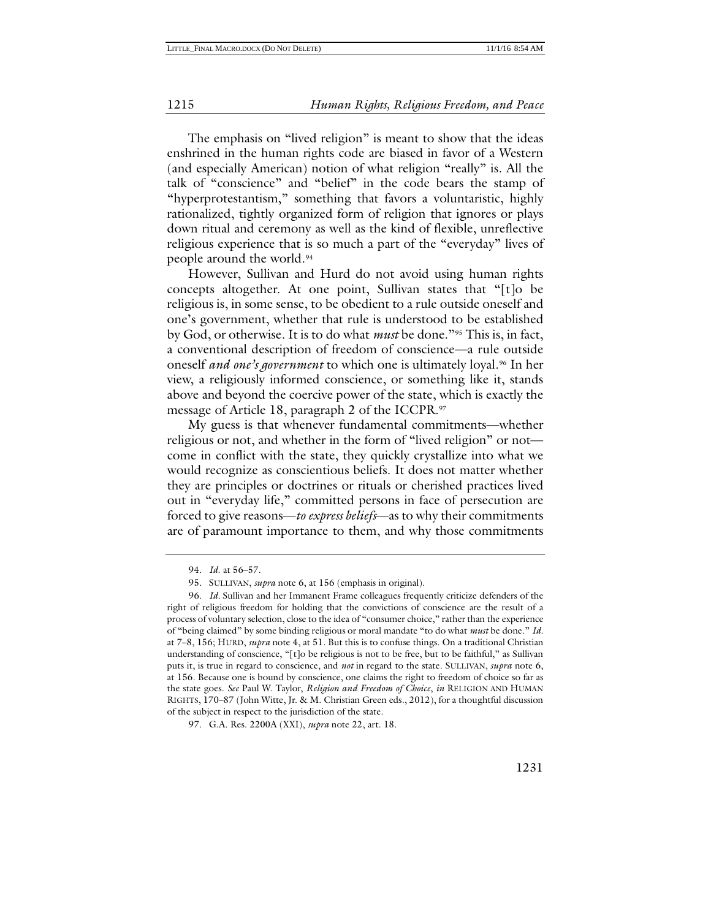The emphasis on "lived religion" is meant to show that the ideas enshrined in the human rights code are biased in favor of a Western (and especially American) notion of what religion "really" is. All the talk of "conscience" and "belief" in the code bears the stamp of "hyperprotestantism," something that favors a voluntaristic, highly rationalized, tightly organized form of religion that ignores or plays down ritual and ceremony as well as the kind of flexible, unreflective religious experience that is so much a part of the "everyday" lives of people around the world.[94]

However, Sullivan and Hurd do not avoid using human rights concepts altogether. At one point, Sullivan states that "[t]o be religious is, in some sense, to be obedient to a rule outside oneself and one's government, whether that rule is understood to be established by God, or otherwise. It is to do what *must* be done."[95] This is, in fact, a conventional description of freedom of conscience—a rule outside oneself *and one's government* to which one is ultimately loyal.[96] In her view, a religiously informed conscience, or something like it, stands above and beyond the coercive power of the state, which is exactly the message of Article 18, paragraph 2 of the ICCPR.[97]

My guess is that whenever fundamental commitments—whether religious or not, and whether in the form of "lived religion" or not—come in conflict with the state, they quickly crystallize into what we would recognize as conscientious beliefs. It does not matter whether they are principles or doctrines or rituals or cherished practices lived out in "everyday life," committed persons in face of persecution are forced to give reasons—*to express beliefs*—as to why their commitments are of paramount importance to them, and why those commitments

---

94. *Id.* at 56–57.

95. SULLIVAN, *supra* note 6, at 156 (emphasis in original).

96. *Id.* Sullivan and her Immanent Frame colleagues frequently criticize defenders of the right of religious freedom for holding that the convictions of conscience are the result of a process of voluntary selection, close to the idea of "consumer choice," rather than the experience of "being claimed" by some binding religious or moral mandate "to do what *must* be done." *Id.* at 7–8, 156; HURD, *supra* note 4, at 51. But this is to confuse things. On a traditional Christian understanding of conscience, "[t]o be religious is not to be free, but to be faithful," as Sullivan puts it, is true in regard to conscience, and *not* in regard to the state. SULLIVAN, *supra* note 6, at 156. Because one is bound by conscience, one claims the right to freedom of choice so far as the state goes. *See* Paul W. Taylor, *Religion and Freedom of Choice*, *in* RELIGION AND HUMAN RIGHTS, 170–87 (John Witte, Jr. & M. Christian Green eds., 2012), for a thoughtful discussion of the subject in respect to the jurisdiction of the state.

97. G.A. Res. 2200A (XXI), *supra* note 22, art. 18.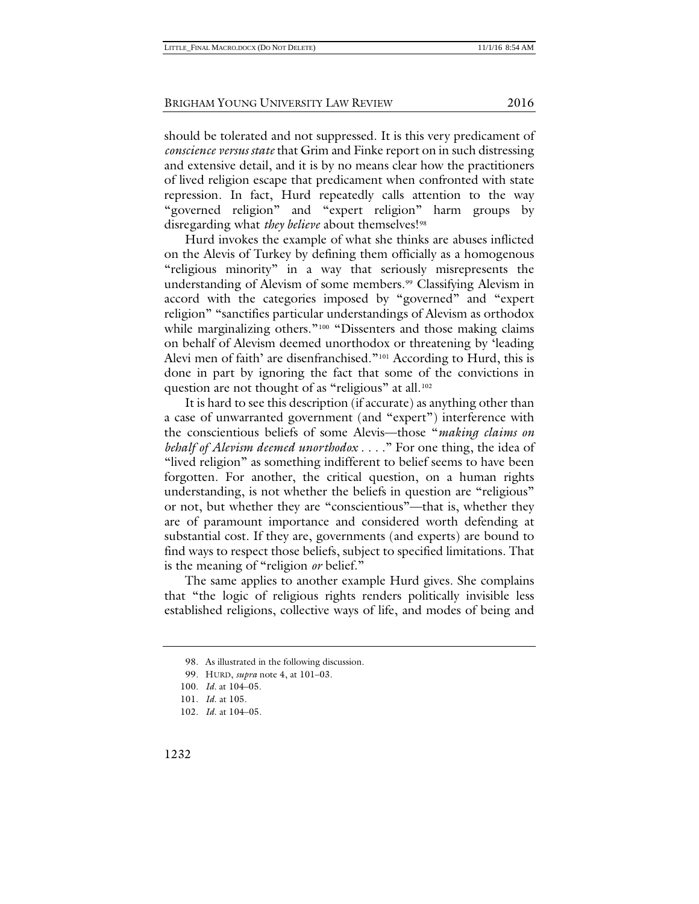should be tolerated and not suppressed. It is this very predicament of *conscience versus state* that Grim and Finke report on in such distressing and extensive detail, and it is by no means clear how the practitioners of lived religion escape that predicament when confronted with state repression. In fact, Hurd repeatedly calls attention to the way "governed religion" and "expert religion" harm groups by disregarding what *they believe* about themselves![98]

Hurd invokes the example of what she thinks are abuses inflicted on the Alevis of Turkey by defining them officially as a homogenous "religious minority" in a way that seriously misrepresents the understanding of Alevism of some members.[99] Classifying Alevism in accord with the categories imposed by "governed" and "expert religion" "sanctifies particular understandings of Alevism as orthodox while marginalizing others."[100] "Dissenters and those making claims on behalf of Alevism deemed unorthodox or threatening by 'leading Alevi men of faith' are disenfranchised."[101] According to Hurd, this is done in part by ignoring the fact that some of the convictions in question are not thought of as "religious" at all.[102]

It is hard to see this description (if accurate) as anything other than a case of unwarranted government (and "expert") interference with the conscientious beliefs of some Alevis—those "*making claims on behalf of Alevism deemed unorthodox* . . . ." For one thing, the idea of "lived religion" as something indifferent to belief seems to have been forgotten. For another, the critical question, on a human rights understanding, is not whether the beliefs in question are "religious" or not, but whether they are "conscientious"—that is, whether they are of paramount importance and considered worth defending at substantial cost. If they are, governments (and experts) are bound to find ways to respect those beliefs, subject to specified limitations. That is the meaning of "religion *or* belief."

The same applies to another example Hurd gives. She complains that "the logic of religious rights renders politically invisible less established religions, collective ways of life, and modes of being and

98. As illustrated in the following discussion.

99. HURD, *supra* note 4, at 101–03.

100. *Id.* at 104–05.

101. *Id.* at 105.

102. *Id.* at 104–05.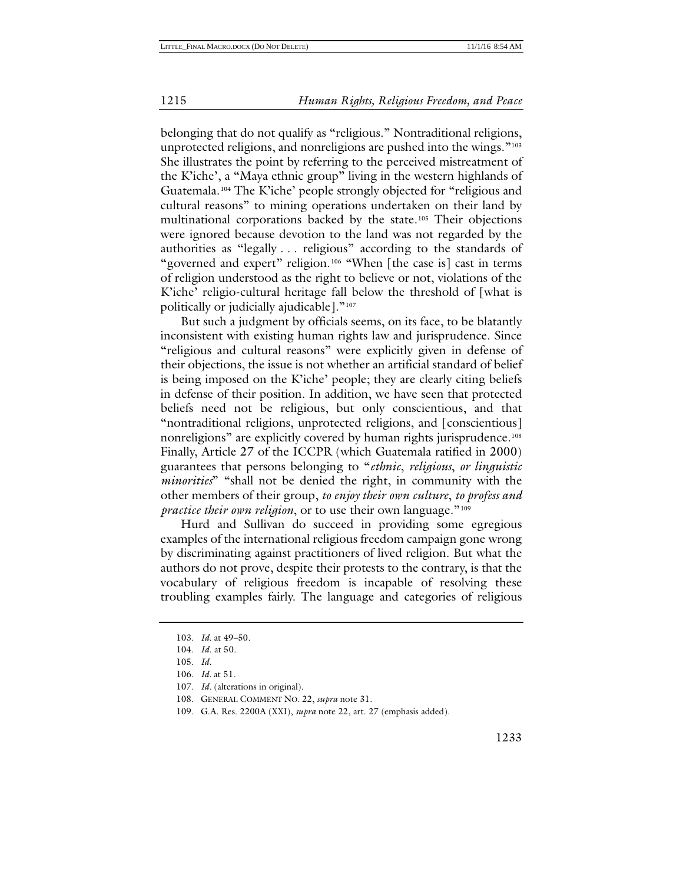belonging that do not qualify as "religious." Nontraditional religions, unprotected religions, and nonreligions are pushed into the wings."[103] She illustrates the point by referring to the perceived mistreatment of the K'iche', a "Maya ethnic group" living in the western highlands of Guatemala.[104] The K'iche' people strongly objected for "religious and cultural reasons" to mining operations undertaken on their land by multinational corporations backed by the state.[105] Their objections were ignored because devotion to the land was not regarded by the authorities as "legally . . . religious" according to the standards of "governed and expert" religion.[106] "When [the case is] cast in terms of religion understood as the right to believe or not, violations of the K'iche' religio-cultural heritage fall below the threshold of [what is politically or judicially ajudicable]."[107]

But such a judgment by officials seems, on its face, to be blatantly inconsistent with existing human rights law and jurisprudence. Since "religious and cultural reasons" were explicitly given in defense of their objections, the issue is not whether an artificial standard of belief is being imposed on the K'iche' people; they are clearly citing beliefs in defense of their position. In addition, we have seen that protected beliefs need not be religious, but only conscientious, and that "nontraditional religions, unprotected religions, and [conscientious] nonreligions" are explicitly covered by human rights jurisprudence.[108] Finally, Article 27 of the ICCPR (which Guatemala ratified in 2000) guarantees that persons belonging to "*ethnic*, *religious*, *or linguistic minorities*" "shall not be denied the right, in community with the other members of their group, *to enjoy their own culture*, *to profess and practice their own religion*, or to use their own language."[109]

Hurd and Sullivan do succeed in providing some egregious examples of the international religious freedom campaign gone wrong by discriminating against practitioners of lived religion. But what the authors do not prove, despite their protests to the contrary, is that the vocabulary of religious freedom is incapable of resolving these troubling examples fairly. The language and categories of religious

---

103. *Id.* at 49–50.

104. *Id.* at 50.

105. *Id.*

106. *Id.* at 51.

107. *Id.* (alterations in original).

108. GENERAL COMMENT NO. 22, *supra* note 31.

109. G.A. Res. 2200A (XXI), *supra* note 22, art. 27 (emphasis added).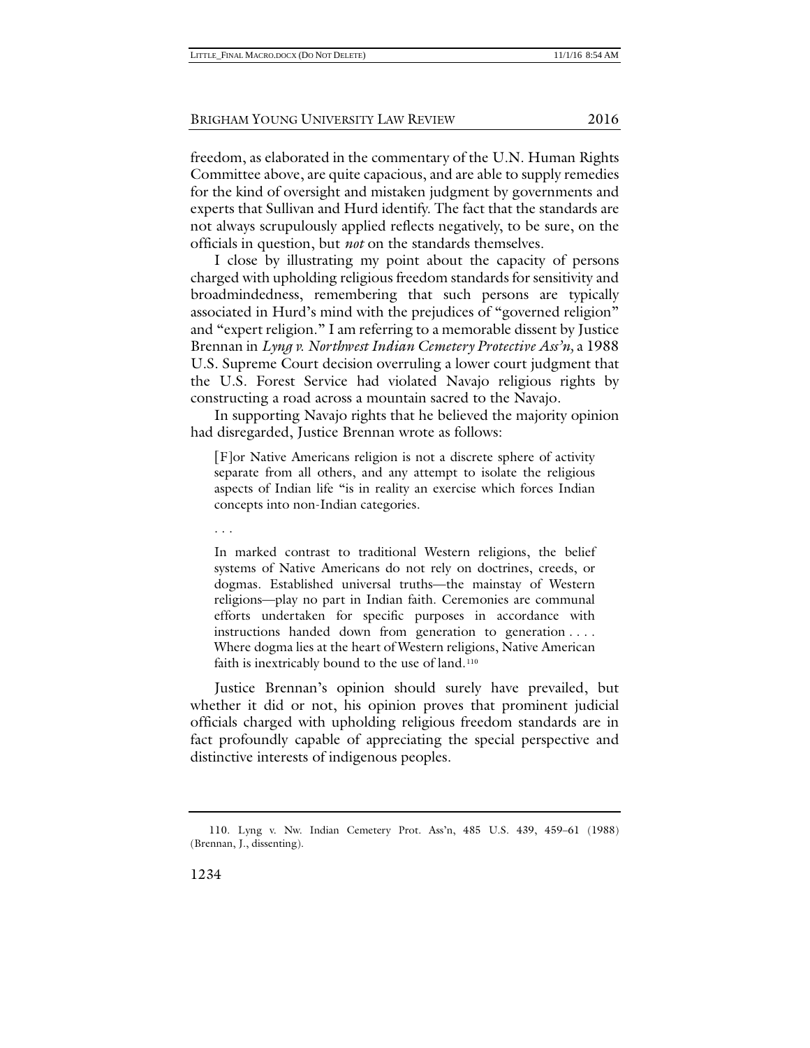freedom, as elaborated in the commentary of the U.N. Human Rights Committee above, are quite capacious, and are able to supply remedies for the kind of oversight and mistaken judgment by governments and experts that Sullivan and Hurd identify. The fact that the standards are not always scrupulously applied reflects negatively, to be sure, on the officials in question, but *not* on the standards themselves.

I close by illustrating my point about the capacity of persons charged with upholding religious freedom standards for sensitivity and broadmindedness, remembering that such persons are typically associated in Hurd's mind with the prejudices of "governed religion" and "expert religion." I am referring to a memorable dissent by Justice Brennan in *Lyng v. Northwest Indian Cemetery Protective Ass'n,* a 1988 U.S. Supreme Court decision overruling a lower court judgment that the U.S. Forest Service had violated Navajo religious rights by constructing a road across a mountain sacred to the Navajo.

In supporting Navajo rights that he believed the majority opinion had disregarded, Justice Brennan wrote as follows:

> [F]or Native Americans religion is not a discrete sphere of activity separate from all others, and any attempt to isolate the religious aspects of Indian life "is in reality an exercise which forces Indian concepts into non-Indian categories.
>
> . . .
>
> In marked contrast to traditional Western religions, the belief systems of Native Americans do not rely on doctrines, creeds, or dogmas. Established universal truths—the mainstay of Western religions—play no part in Indian faith. Ceremonies are communal efforts undertaken for specific purposes in accordance with instructions handed down from generation to generation . . . . Where dogma lies at the heart of Western religions, Native American faith is inextricably bound to the use of land.[110]

Justice Brennan's opinion should surely have prevailed, but whether it did or not, his opinion proves that prominent judicial officials charged with upholding religious freedom standards are in fact profoundly capable of appreciating the special perspective and distinctive interests of indigenous peoples.

---

110. Lyng v. Nw. Indian Cemetery Prot. Ass'n, 485 U.S. 439, 459–61 (1988) (Brennan, J., dissenting).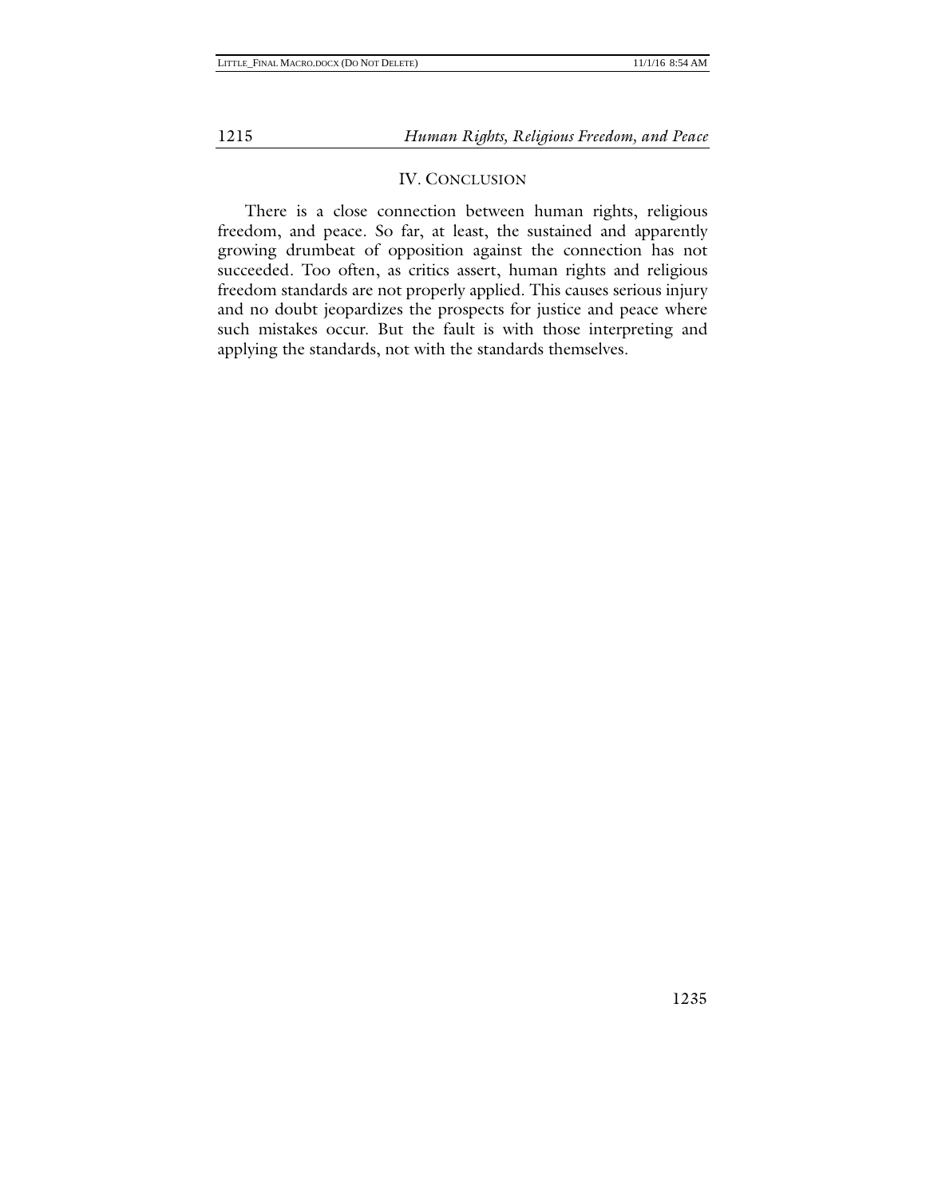## IV. Conclusion

There is a close connection between human rights, religious freedom, and peace. So far, at least, the sustained and apparently growing drumbeat of opposition against the connection has not succeeded. Too often, as critics assert, human rights and religious freedom standards are not properly applied. This causes serious injury and no doubt jeopardizes the prospects for justice and peace where such mistakes occur. But the fault is with those interpreting and applying the standards, not with the standards themselves.